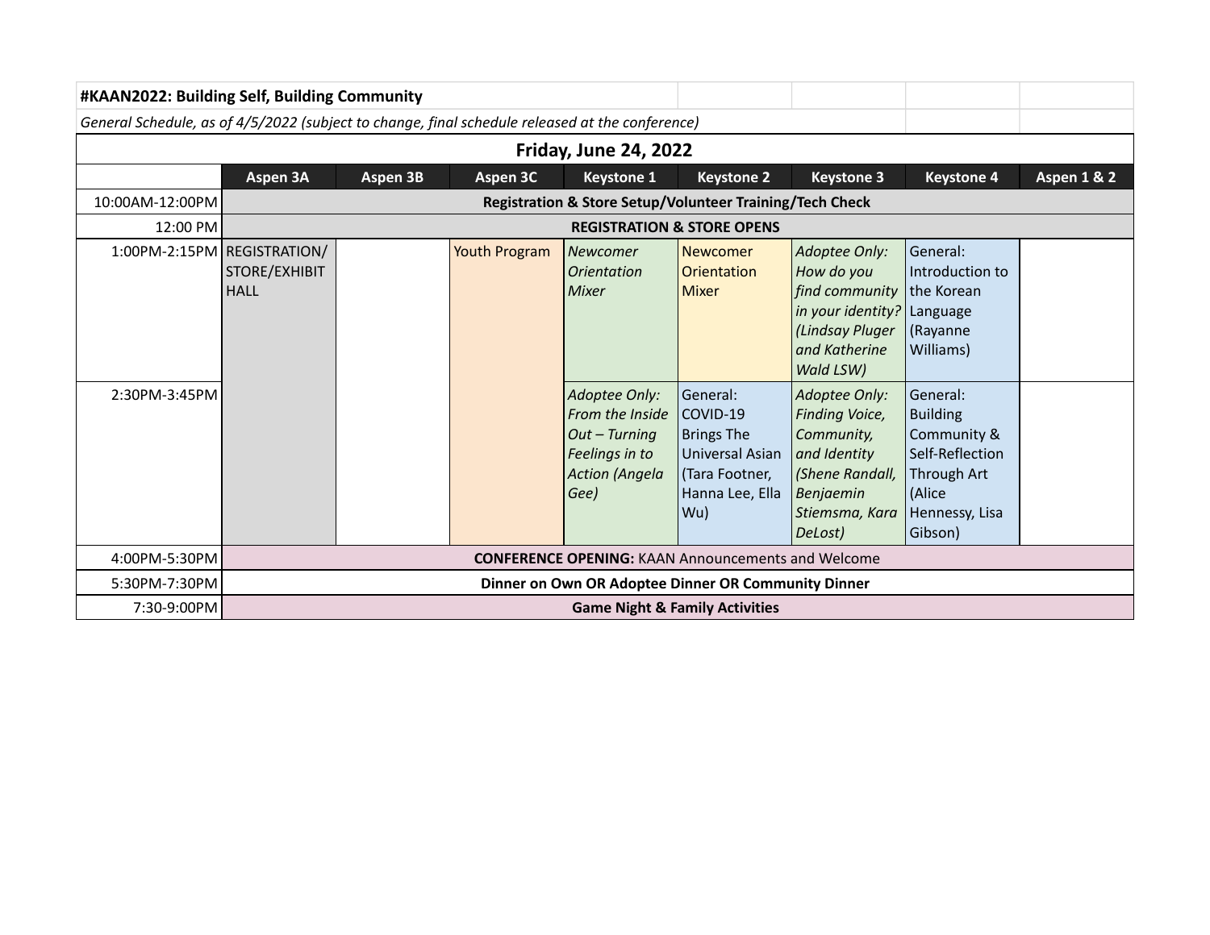**#KAAN2022: Building Self, Building Community**

*General Schedule, as of 4/5/2022 (subject to change, final schedule released at the conference)*

## Friday, June 24, 2022

| | Aspen 3A | Aspen 3B | Aspen 3C | Keystone 1 | Keystone 2 | Keystone 3 | Keystone 4 | Aspen 1 & 2 |
|---|---|---|---|---|---|---|---|---|
| 10:00AM-12:00PM | **Registration & Store Setup/Volunteer Training/Tech Check** | | | | | | | |
| 12:00 PM | **REGISTRATION & STORE OPENS** | | | | | | | |
| 1:00PM-2:15PM | REGISTRATION/ STORE/EXHIBIT HALL | | Youth Program | *Newcomer Orientation Mixer* | Newcomer Orientation Mixer | *Adoptee Only: How do you find community in your identity? (Lindsay Pluger and Katherine Wald LSW)* | General: Introduction to the Korean Language (Rayanne Williams) | |
| 2:30PM-3:45PM | | | | *Adoptee Only: From the Inside Out – Turning Feelings in to Action (Angela Gee)* | General: COVID-19 Brings The Universal Asian (Tara Footner, Hanna Lee, Ella Wu) | *Adoptee Only: Finding Voice, Community, and Identity (Shene Randall, Benjaemin Stiemsma, Kara DeLost)* | General: Building Community & Self-Reflection Through Art (Alice Hennessy, Lisa Gibson) | |
| 4:00PM-5:30PM | **CONFERENCE OPENING:** KAAN Announcements and Welcome | | | | | | | |
| 5:30PM-7:30PM | **Dinner on Own OR Adoptee Dinner OR Community Dinner** | | | | | | | |
| 7:30-9:00PM | **Game Night & Family Activities** | | | | | | | |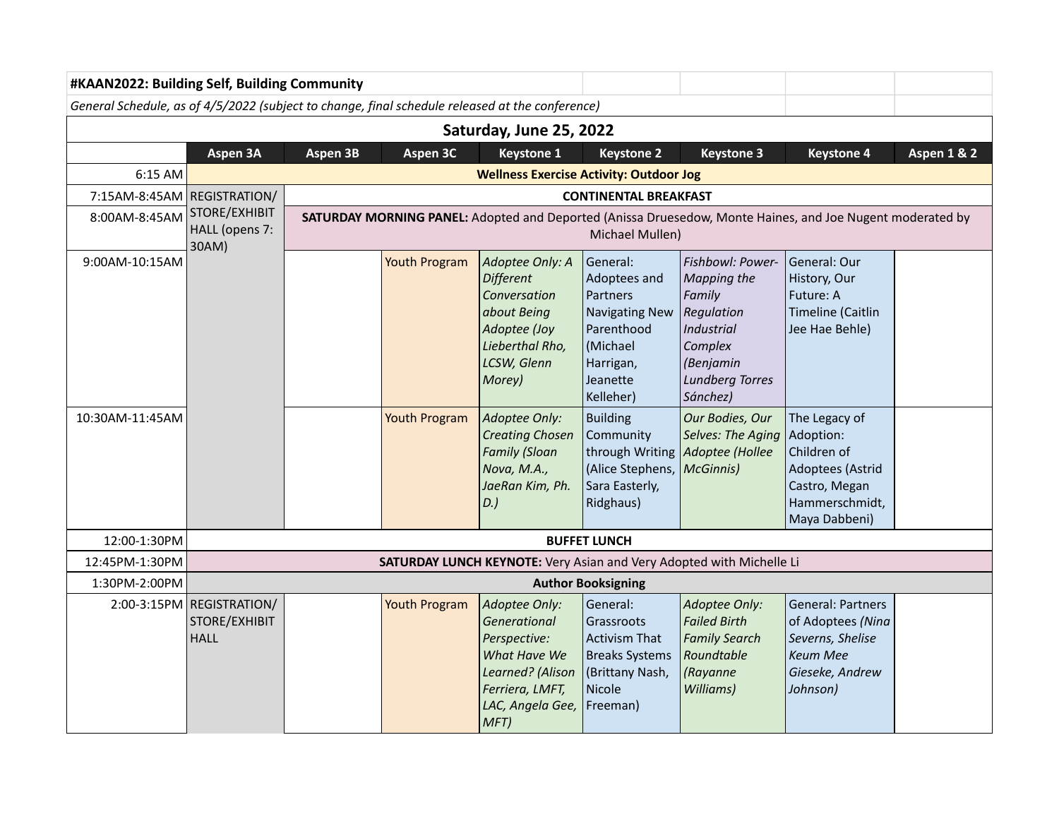**#KAAN2022: Building Self, Building Community**

*General Schedule, as of 4/5/2022 (subject to change, final schedule released at the conference)*

**Saturday, June 25, 2022**

| | Aspen 3A | Aspen 3B | Aspen 3C | Keystone 1 | Keystone 2 | Keystone 3 | Keystone 4 | Aspen 1 & 2 |
|---|---|---|---|---|---|---|---|---|
| 6:15 AM | **Wellness Exercise Activity: Outdoor Jog** | | | | | | | |
| 7:15AM-8:45AM | REGISTRATION/ STORE/EXHIBIT HALL (opens 7:30AM) | **CONTINENTAL BREAKFAST** | | | | | | |
| 8:00AM-8:45AM | | **SATURDAY MORNING PANEL:** Adopted and Deported (Anissa Druesedow, Monte Haines, and Joe Nugent moderated by Michael Mullen) | | | | | | |
| 9:00AM-10:15AM | | | Youth Program | *Adoptee Only: A Different Conversation about Being Adoptee (Joy Lieberthal Rho, LCSW, Glenn Morey)* | General: Adoptees and Partners Navigating New Parenthood (Michael Harrigan, Jeanette Kelleher) | *Fishbowl: Power-Mapping the Family Regulation Industrial Complex (Benjamin Lundberg Torres Sánchez)* | General: Our History, Our Future: A Timeline (Caitlin Jee Hae Behle) | |
| 10:30AM-11:45AM | | | Youth Program | *Adoptee Only: Creating Chosen Family (Sloan Nova, M.A., JaeRan Kim, Ph. D.)* | Building Community through Writing (Alice Stephens, Sara Easterly, Ridghaus) | *Our Bodies, Our Selves: The Aging Adoptee (Hollee McGinnis)* | The Legacy of Adoption: Children of Adoptees (Astrid Castro, Megan Hammerschmidt, Maya Dabbeni) | |
| 12:00-1:30PM | **BUFFET LUNCH** | | | | | | | |
| 12:45PM-1:30PM | **SATURDAY LUNCH KEYNOTE:** Very Asian and Very Adopted with Michelle Li | | | | | | | |
| 1:30PM-2:00PM | **Author Booksigning** | | | | | | | |
| 2:00-3:15PM | REGISTRATION/ STORE/EXHIBIT HALL | | Youth Program | *Adoptee Only: Generational Perspective: What Have We Learned? (Alison Ferriera, LMFT, LAC, Angela Gee, MFT)* | General: Grassroots Activism That Breaks Systems (Brittany Nash, Nicole Freeman) | *Adoptee Only: Failed Birth Family Search Roundtable (Rayanne Williams)* | General: Partners of Adoptees *(Nina Severns, Shelise Keum Mee Gieseke, Andrew Johnson)* | |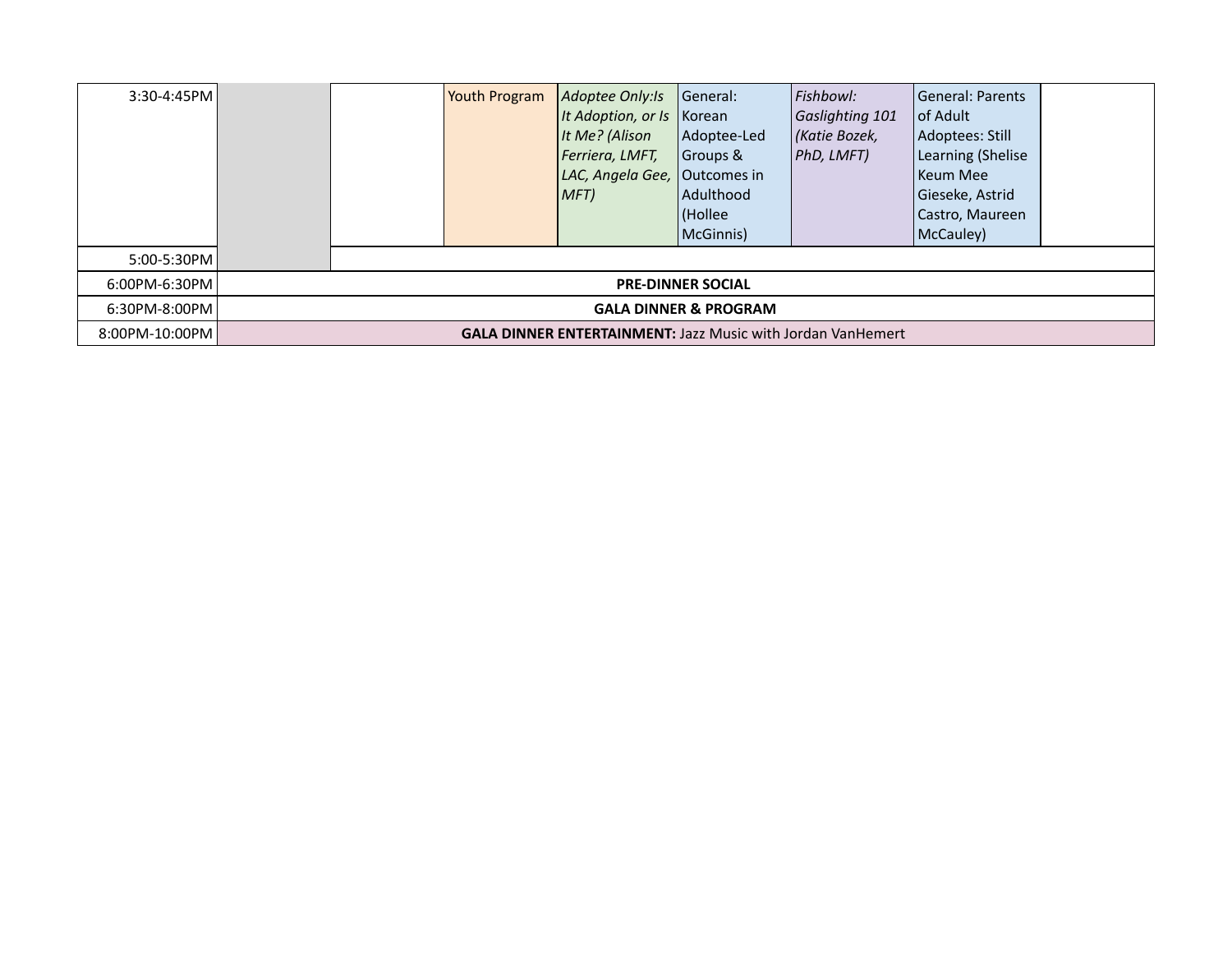| 3:30-4:45PM | | | Youth Program | *Adoptee Only:Is It Adoption, or Is It Me? (Alison Ferriera, LMFT, LAC, Angela Gee, MFT)* | General: Korean Adoptee-Led Groups & Outcomes in Adulthood (Hollee McGinnis) | *Fishbowl: Gaslighting 101 (Katie Bozek, PhD, LMFT)* | General: Parents of Adult Adoptees: Still Learning (Shelise Keum Mee Gieseke, Astrid Castro, Maureen McCauley) | |
|---|---|---|---|---|---|---|---|---|
| 5:00-5:30PM | | | | | | | | |
| 6:00PM-6:30PM | **PRE-DINNER SOCIAL** | | | | | | | |
| 6:30PM-8:00PM | **GALA DINNER & PROGRAM** | | | | | | | |
| 8:00PM-10:00PM | **GALA DINNER ENTERTAINMENT:** Jazz Music with Jordan VanHemert | | | | | | | |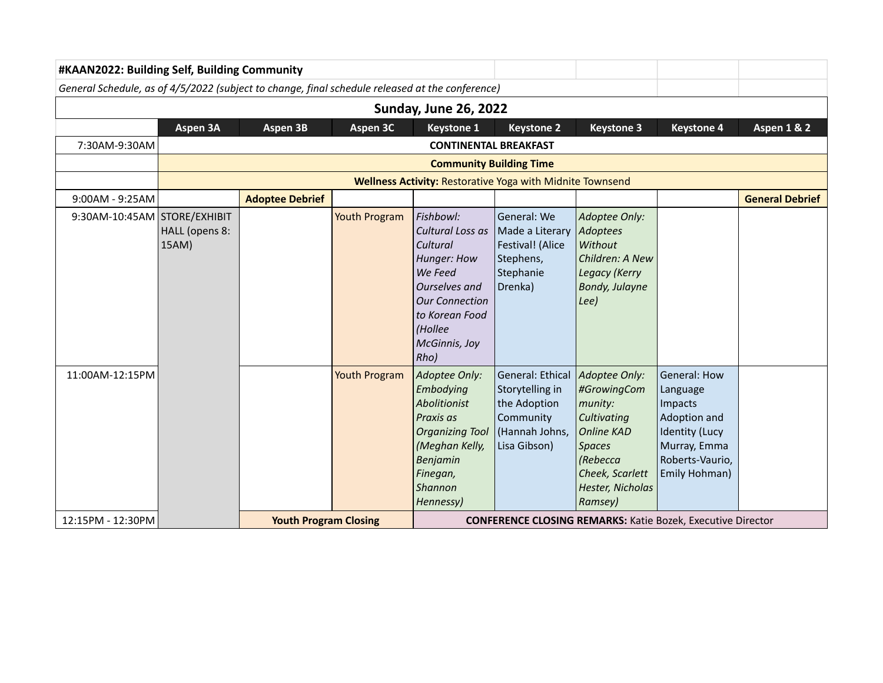#KAAN2022: Building Self, Building Community

*General Schedule, as of 4/5/2022 (subject to change, final schedule released at the conference)*

## Sunday, June 26, 2022

| | Aspen 3A | Aspen 3B | Aspen 3C | Keystone 1 | Keystone 2 | Keystone 3 | Keystone 4 | Aspen 1 & 2 |
|---|---|---|---|---|---|---|---|---|
| 7:30AM-9:30AM | **CONTINENTAL BREAKFAST** | | | | | | | |
| | **Community Building Time** | | | | | | | |
| | **Wellness Activity:** Restorative Yoga with Midnite Townsend | | | | | | | |
| 9:00AM - 9:25AM | | **Adoptee Debrief** | | | | | | **General Debrief** |
| 9:30AM-10:45AM | STORE/EXHIBIT HALL (opens 8:15AM) | | Youth Program | *Fishbowl: Cultural Loss as Cultural Hunger: How We Feed Ourselves and Our Connection to Korean Food (Hollee McGinnis, Joy Rho)* | General: We Made a Literary Festival! (Alice Stephens, Stephanie Drenka) | *Adoptee Only: Adoptees Without Children: A New Legacy (Kerry Bondy, Julayne Lee)* | | |
| 11:00AM-12:15PM | | | Youth Program | *Adoptee Only: Embodying Abolitionist Praxis as Organizing Tool (Meghan Kelly, Benjamin Finegan, Shannon Hennessy)* | General: Ethical Storytelling in the Adoption Community (Hannah Johns, Lisa Gibson) | *Adoptee Only: #GrowingCommunity: Cultivating Online KAD Spaces (Rebecca Cheek, Scarlett Hester, Nicholas Ramsey)* | General: How Language Impacts Adoption and Identity (Lucy Murray, Emma Roberts-Vaurio, Emily Hohman) | |
| 12:15PM - 12:30PM | | **Youth Program Closing** | | **CONFERENCE CLOSING REMARKS:** Katie Bozek, Executive Director | | | | |